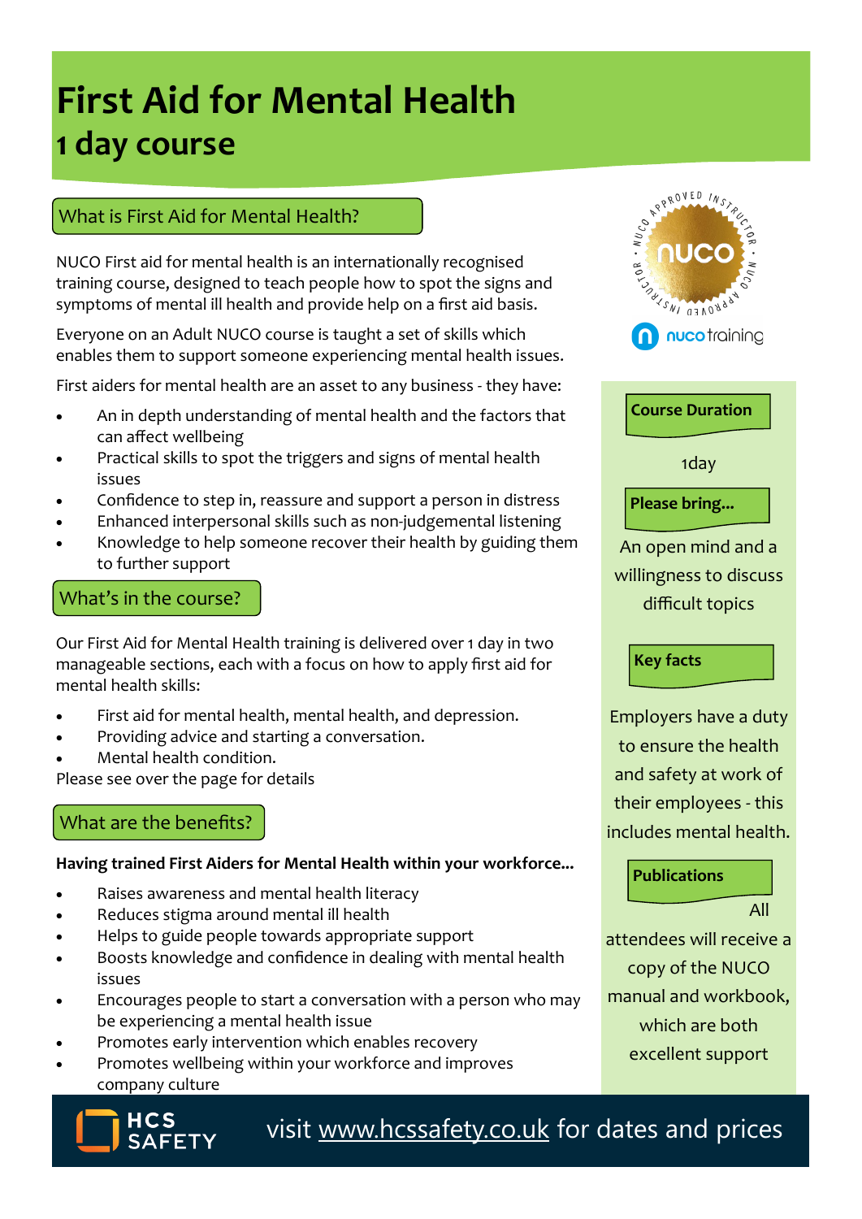# First Aid for Mental Health
## 1 day course

### What is First Aid for Mental Health?

NUCO First aid for mental health is an internationally recognised training course, designed to teach people how to spot the signs and symptoms of mental ill health and provide help on a first aid basis.

Everyone on an Adult NUCO course is taught a set of skills which enables them to support someone experiencing mental health issues.

First aiders for mental health are an asset to any business - they have:

- An in depth understanding of mental health and the factors that can affect wellbeing
- Practical skills to spot the triggers and signs of mental health issues
- Confidence to step in, reassure and support a person in distress
- Enhanced interpersonal skills such as non-judgemental listening
- Knowledge to help someone recover their health by guiding them to further support

### What's in the course?

Our First Aid for Mental Health training is delivered over 1 day in two manageable sections, each with a focus on how to apply first aid for mental health skills:

- First aid for mental health, mental health, and depression.
- Providing advice and starting a conversation.
- Mental health condition.

Please see over the page for details

### What are the benefits?

**Having trained First Aiders for Mental Health within your workforce...**

- Raises awareness and mental health literacy
- Reduces stigma around mental ill health
- Helps to guide people towards appropriate support
- Boosts knowledge and confidence in dealing with mental health issues
- Encourages people to start a conversation with a person who may be experiencing a mental health issue
- Promotes early intervention which enables recovery
- Promotes wellbeing within your workforce and improves company culture

NUCO APPROVED INSTRUCTOR

nuco training

**Course Duration**

1day

**Please bring...**

An open mind and a willingness to discuss difficult topics

**Key facts**

Employers have a duty to ensure the health and safety at work of their employees - this includes mental health.

**Publications**

All attendees will receive a copy of the NUCO manual and workbook, which are both excellent support

HCS SAFETY

visit www.hcssafety.co.uk for dates and prices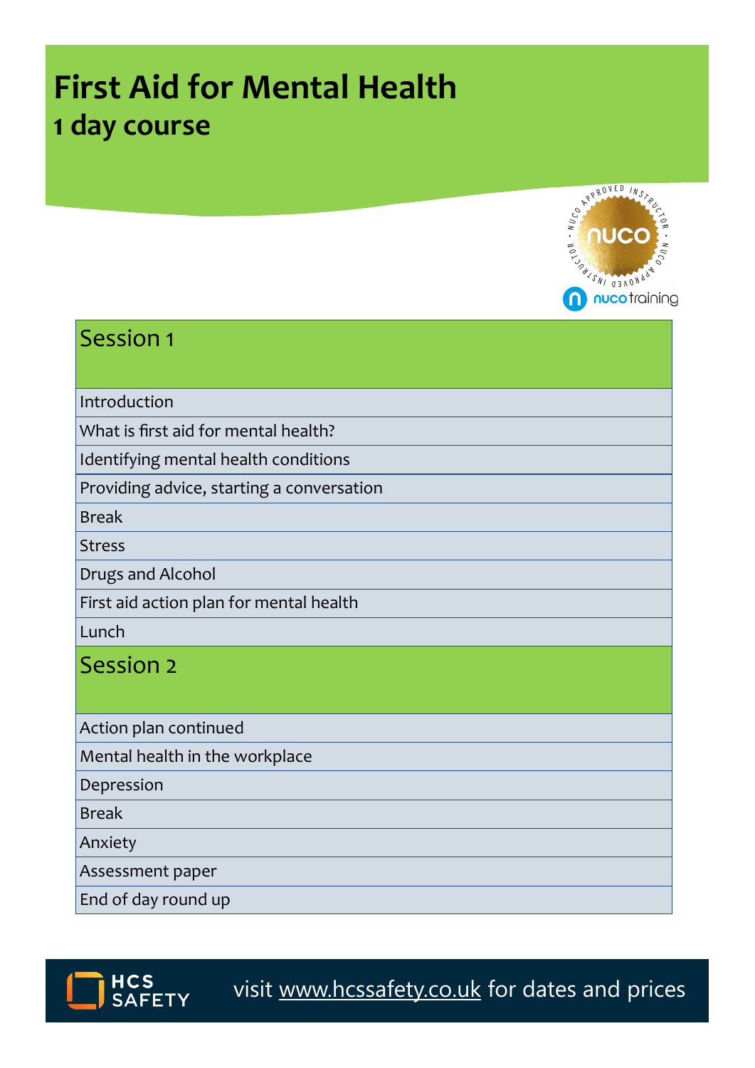# First Aid for Mental Health
## 1 day course

| |
|---|
| **Session 1** |
| Introduction |
| What is first aid for mental health? |
| Identifying mental health conditions |
| Providing advice, starting a conversation |
| Break |
| Stress |
| Drugs and Alcohol |
| First aid action plan for mental health |
| Lunch |
| **Session 2** |
| Action plan continued |
| Mental health in the workplace |
| Depression |
| Break |
| Anxiety |
| Assessment paper |
| End of day round up |

HCS SAFETY

visit www.hcssafety.co.uk for dates and prices